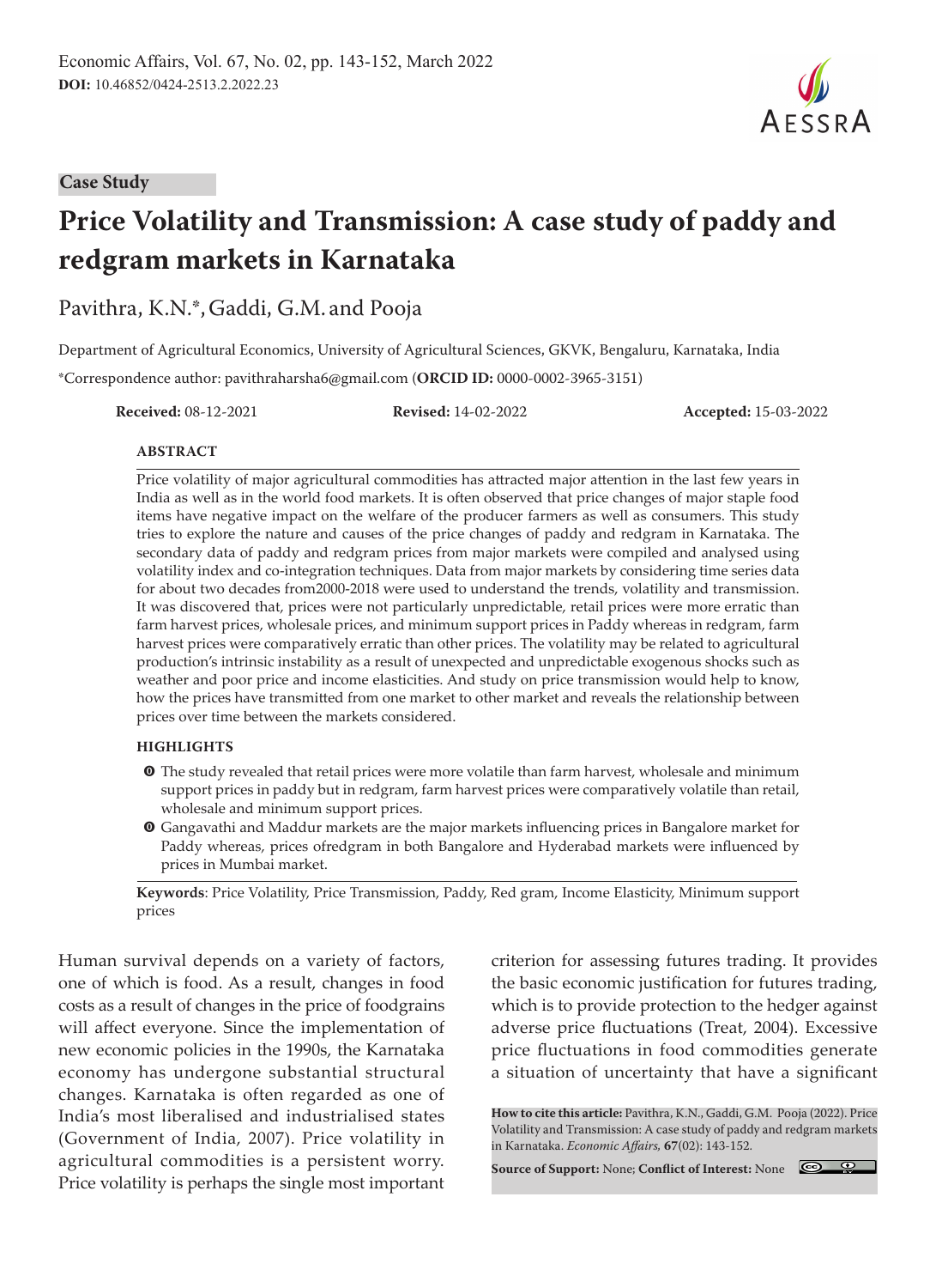Case Study

# Price Volatility and Transmission: A case study of paddy and redgram markets in Karnataka

Pavithra, K.N.*, Gaddi, G.M. and Pooja

Department of Agricultural Economics, University of Agricultural Sciences, GKVK, Bengaluru, Karnataka, India

*Correspondence author: pavithraharsha6@gmail.com (**ORCID ID:** 0000-0002-3965-3151)

**Received:** 08-12-2021 **Revised:** 14-02-2022 **Accepted:** 15-03-2022

## ABSTRACT

Price volatility of major agricultural commodities has attracted major attention in the last few years in India as well as in the world food markets. It is often observed that price changes of major staple food items have negative impact on the welfare of the producer farmers as well as consumers. This study tries to explore the nature and causes of the price changes of paddy and redgram in Karnataka. The secondary data of paddy and redgram prices from major markets were compiled and analysed using volatility index and co-integration techniques. Data from major markets by considering time series data for about two decades from2000-2018 were used to understand the trends, volatility and transmission. It was discovered that, prices were not particularly unpredictable, retail prices were more erratic than farm harvest prices, wholesale prices, and minimum support prices in Paddy whereas in redgram, farm harvest prices were comparatively erratic than other prices. The volatility may be related to agricultural production's intrinsic instability as a result of unexpected and unpredictable exogenous shocks such as weather and poor price and income elasticities. And study on price transmission would help to know, how the prices have transmitted from one market to other market and reveals the relationship between prices over time between the markets considered.

## HIGHLIGHTS

- The study revealed that retail prices were more volatile than farm harvest, wholesale and minimum support prices in paddy but in redgram, farm harvest prices were comparatively volatile than retail, wholesale and minimum support prices.
- Gangavathi and Maddur markets are the major markets influencing prices in Bangalore market for Paddy whereas, prices ofredgram in both Bangalore and Hyderabad markets were influenced by prices in Mumbai market.

**Keywords**: Price Volatility, Price Transmission, Paddy, Red gram, Income Elasticity, Minimum support prices

Human survival depends on a variety of factors, one of which is food. As a result, changes in food costs as a result of changes in the price of foodgrains will affect everyone. Since the implementation of new economic policies in the 1990s, the Karnataka economy has undergone substantial structural changes. Karnataka is often regarded as one of India's most liberalised and industrialised states (Government of India, 2007). Price volatility in agricultural commodities is a persistent worry. Price volatility is perhaps the single most important criterion for assessing futures trading. It provides the basic economic justification for futures trading, which is to provide protection to the hedger against adverse price fluctuations (Treat, 2004). Excessive price fluctuations in food commodities generate a situation of uncertainty that have a significant

**How to cite this article:** Pavithra, K.N., Gaddi, G.M. Pooja (2022). Price Volatility and Transmission: A case study of paddy and redgram markets in Karnataka. *Economic Affairs*, **67**(02): 143-152.

**Source of Support:** None; **Conflict of Interest:** None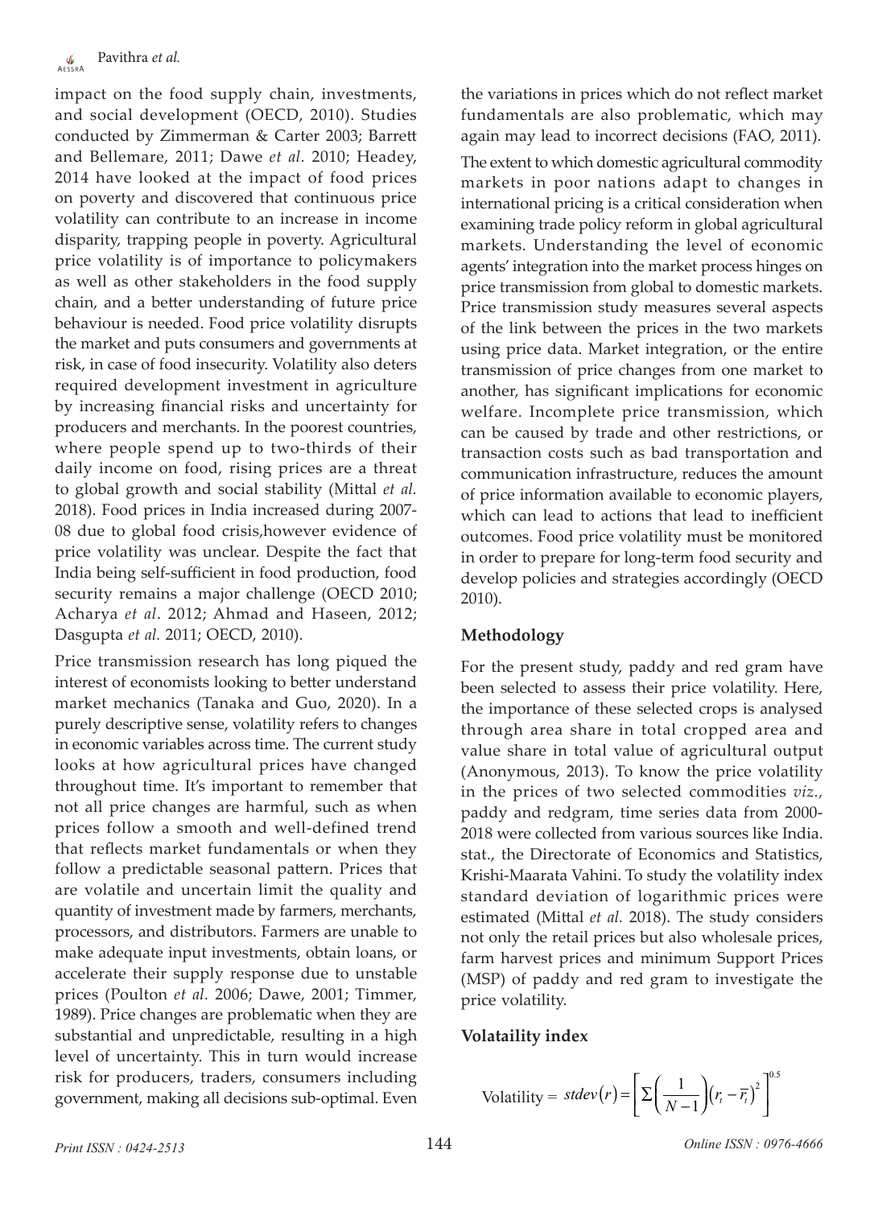impact on the food supply chain, investments, and social development (OECD, 2010). Studies conducted by Zimmerman & Carter 2003; Barrett and Bellemare, 2011; Dawe *et al.* 2010; Headey, 2014 have looked at the impact of food prices on poverty and discovered that continuous price volatility can contribute to an increase in income disparity, trapping people in poverty. Agricultural price volatility is of importance to policymakers as well as other stakeholders in the food supply chain, and a better understanding of future price behaviour is needed. Food price volatility disrupts the market and puts consumers and governments at risk, in case of food insecurity. Volatility also deters required development investment in agriculture by increasing financial risks and uncertainty for producers and merchants. In the poorest countries, where people spend up to two-thirds of their daily income on food, rising prices are a threat to global growth and social stability (Mittal *et al.* 2018). Food prices in India increased during 2007-08 due to global food crisis,however evidence of price volatility was unclear. Despite the fact that India being self-sufficient in food production, food security remains a major challenge (OECD 2010; Acharya *et al*. 2012; Ahmad and Haseen, 2012; Dasgupta *et al.* 2011; OECD, 2010).

Price transmission research has long piqued the interest of economists looking to better understand market mechanics (Tanaka and Guo, 2020). In a purely descriptive sense, volatility refers to changes in economic variables across time. The current study looks at how agricultural prices have changed throughout time. It's important to remember that not all price changes are harmful, such as when prices follow a smooth and well-defined trend that reflects market fundamentals or when they follow a predictable seasonal pattern. Prices that are volatile and uncertain limit the quality and quantity of investment made by farmers, merchants, processors, and distributors. Farmers are unable to make adequate input investments, obtain loans, or accelerate their supply response due to unstable prices (Poulton *et al.* 2006; Dawe, 2001; Timmer, 1989). Price changes are problematic when they are substantial and unpredictable, resulting in a high level of uncertainty. This in turn would increase risk for producers, traders, consumers including government, making all decisions sub-optimal. Even the variations in prices which do not reflect market fundamentals are also problematic, which may again may lead to incorrect decisions (FAO, 2011).

The extent to which domestic agricultural commodity markets in poor nations adapt to changes in international pricing is a critical consideration when examining trade policy reform in global agricultural markets. Understanding the level of economic agents' integration into the market process hinges on price transmission from global to domestic markets. Price transmission study measures several aspects of the link between the prices in the two markets using price data. Market integration, or the entire transmission of price changes from one market to another, has significant implications for economic welfare. Incomplete price transmission, which can be caused by trade and other restrictions, or transaction costs such as bad transportation and communication infrastructure, reduces the amount of price information available to economic players, which can lead to actions that lead to inefficient outcomes. Food price volatility must be monitored in order to prepare for long-term food security and develop policies and strategies accordingly (OECD 2010).

## Methodology

For the present study, paddy and red gram have been selected to assess their price volatility. Here, the importance of these selected crops is analysed through area share in total cropped area and value share in total value of agricultural output (Anonymous, 2013). To know the price volatility in the prices of two selected commodities *viz.,* paddy and redgram, time series data from 2000-2018 were collected from various sources like India. stat., the Directorate of Economics and Statistics, Krishi-Maarata Vahini. To study the volatility index standard deviation of logarithmic prices were estimated (Mittal *et al.* 2018). The study considers not only the retail prices but also wholesale prices, farm harvest prices and minimum Support Prices (MSP) of paddy and red gram to investigate the price volatility.

## Volataility index

$$\text{Volatility} = stdev(r) = \left[\sum\left(\frac{1}{N-1}\right)\left(r_t - \overline{r}_t\right)^2\right]^{0.5}$$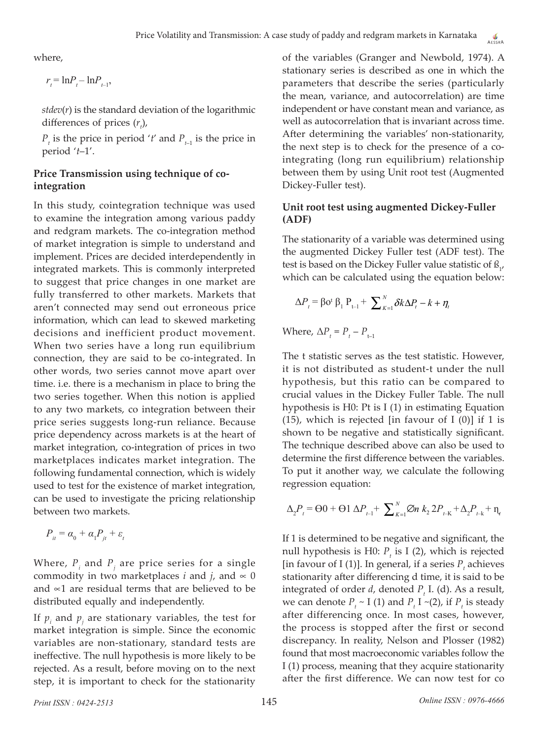where,

$r_t = \ln P_t - \ln P_{t-1}$,

*stdev*($r$) is the standard deviation of the logarithmic differences of prices ($r_t$),

$P_t$ is the price in period '*t*' and $P_{t-1}$ is the price in period '*t*–1'.

### Price Transmission using technique of co-integration

In this study, cointegration technique was used to examine the integration among various paddy and redgram markets. The co-integration method of market integration is simple to understand and implement. Prices are decided interdependently in integrated markets. This is commonly interpreted to suggest that price changes in one market are fully transferred to other markets. Markets that aren't connected may send out erroneous price information, which can lead to skewed marketing decisions and inefficient product movement. When two series have a long run equilibrium connection, they are said to be co-integrated. In other words, two series cannot move apart over time. i.e. there is a mechanism in place to bring the two series together. When this notion is applied to any two markets, co integration between their price series suggests long-run reliance. Because price dependency across markets is at the heart of market integration, co-integration of prices in two marketplaces indicates market integration. The following fundamental connection, which is widely used to test for the existence of market integration, can be used to investigate the pricing relationship between two markets.

$$P_{it} = \alpha_0 + \alpha_1 P_{jt} + \varepsilon_t$$

Where, $P_i$ and $P_j$ are price series for a single commodity in two marketplaces *i* and *j*, and $\propto 0$ and $\propto 1$ are residual terms that are believed to be distributed equally and independently.

If $p_i$ and $p_j$ are stationary variables, the test for market integration is simple. Since the economic variables are non-stationary, standard tests are ineffective. The null hypothesis is more likely to be rejected. As a result, before moving on to the next step, it is important to check for the stationarity of the variables (Granger and Newbold, 1974). A stationary series is described as one in which the parameters that describe the series (particularly the mean, variance, and autocorrelation) are time independent or have constant mean and variance, as well as autocorrelation that is invariant across time. After determining the variables' non-stationarity, the next step is to check for the presence of a co-integrating (long run equilibrium) relationship between them by using Unit root test (Augmented Dickey-Fuller test).

### Unit root test using augmented Dickey-Fuller (ADF)

The stationarity of a variable was determined using the augmented Dickey Fuller test (ADF test). The test is based on the Dickey Fuller value statistic of $\beta_1$, which can be calculated using the equation below:

$$\Delta P_t = \beta o^t \beta_1 P_{t-1} + \sum_{K=1}^{N} \delta k \Delta P_t - k + \eta_t$$

Where, $\Delta P_t = P_t - P_{t-1}$

The t statistic serves as the test statistic. However, it is not distributed as student-t under the null hypothesis, but this ratio can be compared to crucial values in the Dickey Fuller Table. The null hypothesis is H0: Pt is I (1) in estimating Equation (15), which is rejected [in favour of I (0)] if 1 is shown to be negative and statistically significant. The technique described above can also be used to determine the first difference between the variables. To put it another way, we calculate the following regression equation:

$$\Delta_2 P_t = \Theta 0 + \Theta 1\ \Delta P_{t-1} + \sum_{K=1}^{N} \varnothing n\ k_2\ 2P_{t-K} + \Delta_2 P_{t-k} + \eta_t$$

If 1 is determined to be negative and significant, the null hypothesis is H0: $P_t$ is I (2), which is rejected [in favour of I (1)]. In general, if a series $P_t$ achieves stationarity after differencing d time, it is said to be integrated of order *d*, denoted $P_t$ I. (d). As a result, we can denote $P_t$ ~ I (1) and $P_t$ I ~(2), if $P_t$ is steady after differencing once. In most cases, however, the process is stopped after the first or second discrepancy. In reality, Nelson and Plosser (1982) found that most macroeconomic variables follow the I (1) process, meaning that they acquire stationarity after the first difference. We can now test for co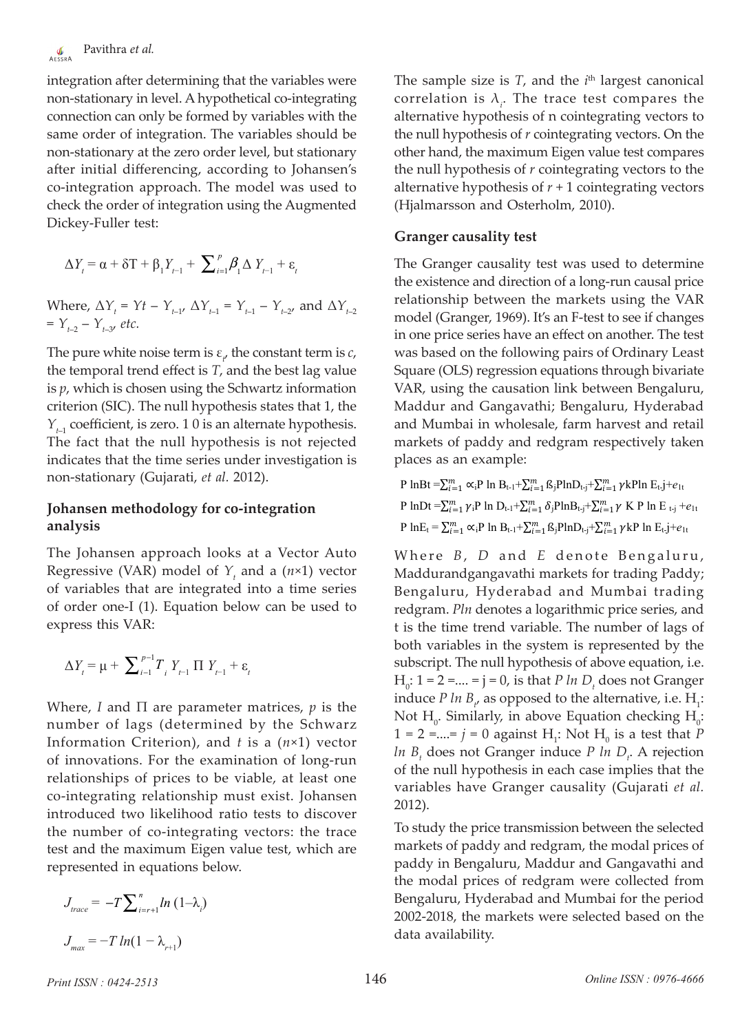integration after determining that the variables were non-stationary in level. A hypothetical co-integrating connection can only be formed by variables with the same order of integration. The variables should be non-stationary at the zero order level, but stationary after initial differencing, according to Johansen's co-integration approach. The model was used to check the order of integration using the Augmented Dickey-Fuller test:

$$\Delta Y_t = \alpha + \delta T + \beta_1 Y_{t-1} + \sum_{i=1}^{p} \beta_1 \Delta Y_{t-1} + \varepsilon_t$$

Where, $\Delta Y_t = Yt - Y_{t-1}$, $\Delta Y_{t-1} = Y_{t-1} - Y_{t-2}$, and $\Delta Y_{t-2} = Y_{t-2} - Y_{t-3}$, *etc.*

The pure white noise term is $\varepsilon_t$, the constant term is $c$, the temporal trend effect is $T$, and the best lag value is $p$, which is chosen using the Schwartz information criterion (SIC). The null hypothesis states that 1, the $Y_{t-1}$ coefficient, is zero. 1 0 is an alternate hypothesis. The fact that the null hypothesis is not rejected indicates that the time series under investigation is non-stationary (Gujarati, *et al.* 2012).

## Johansen methodology for co-integration analysis

The Johansen approach looks at a Vector Auto Regressive (VAR) model of $Y_t$ and a ($n$×1) vector of variables that are integrated into a time series of order one-I (1). Equation below can be used to express this VAR:

$$\Delta Y_t = \mu + \sum_{i-1}^{p-1} T_i \, Y_{t-1} \, \Pi \, Y_{t-1} + \varepsilon_t$$

Where, $I$ and $\Pi$ are parameter matrices, $p$ is the number of lags (determined by the Schwarz Information Criterion), and $t$ is a ($n$×1) vector of innovations. For the examination of long-run relationships of prices to be viable, at least one co-integrating relationship must exist. Johansen introduced two likelihood ratio tests to discover the number of co-integrating vectors: the trace test and the maximum Eigen value test, which are represented in equations below.

$$J_{trace} = -T \sum_{i=r+1}^{n} ln\,(1-\lambda_i)$$

$$J_{max} = -T\, ln(1 - \lambda_{r+1})$$

The sample size is $T$, and the $i^{th}$ largest canonical correlation is $\lambda_i$. The trace test compares the alternative hypothesis of n cointegrating vectors to the null hypothesis of $r$ cointegrating vectors. On the other hand, the maximum Eigen value test compares the null hypothesis of $r$ cointegrating vectors to the alternative hypothesis of $r + 1$ cointegrating vectors (Hjalmarsson and Osterholm, 2010).

## Granger causality test

The Granger causality test was used to determine the existence and direction of a long-run causal price relationship between the markets using the VAR model (Granger, 1969). It's an F-test to see if changes in one price series have an effect on another. The test was based on the following pairs of Ordinary Least Square (OLS) regression equations through bivariate VAR, using the causation link between Bengaluru, Maddur and Gangavathi; Bengaluru, Hyderabad and Mumbai in wholesale, farm harvest and retail markets of paddy and redgram respectively taken places as an example:

$$P\,lnBt = \sum_{i=1}^{m} \propto_i P\, ln\, B_{t-1} + \sum_{i=1}^{m} ß_j PlnD_{t-j} + \sum_{i=1}^{m} \gamma kPln\, E_{t}\text{-}j + e_{1t}$$

$$P\,lnDt = \sum_{i=1}^{m} \gamma_i P\, ln\, D_{t-1} + \sum_{i=1}^{m} \delta_j PlnB_{t-j} + \sum_{i=1}^{m} \gamma\, K\, P\, ln\, E_{\,t\text{-}j} + e_{1t}$$

$$P\,lnE_t = \sum_{i=1}^{m} \propto_i P\, ln\, B_{t-1} + \sum_{i=1}^{m} ß_j PlnD_{t-j} + \sum_{i=1}^{m} \gamma kP\, ln\, E_{t}\text{-}j + e_{1t}$$

Where $B$, $D$ and $E$ denote Bengaluru, Maddurandgangavathi markets for trading Paddy; Bengaluru, Hyderabad and Mumbai trading redgram. *Pln* denotes a logarithmic price series, and t is the time trend variable. The number of lags of both variables in the system is represented by the subscript. The null hypothesis of above equation, i.e. $H_0$: 1 = 2 =.... = j = 0, is that $P\,ln\,D_t$ does not Granger induce $P\,ln\,B_t$, as opposed to the alternative, i.e. $H_1$: Not $H_0$. Similarly, in above Equation checking $H_0$: 1 = 2 =....= $j$ = 0 against $H_1$: Not $H_0$ is a test that $P\,ln\,B_t$ does not Granger induce $P\,ln\,D_t$. A rejection of the null hypothesis in each case implies that the variables have Granger causality (Gujarati *et al.* 2012).

To study the price transmission between the selected markets of paddy and redgram, the modal prices of paddy in Bengaluru, Maddur and Gangavathi and the modal prices of redgram were collected from Bengaluru, Hyderabad and Mumbai for the period 2002-2018, the markets were selected based on the data availability.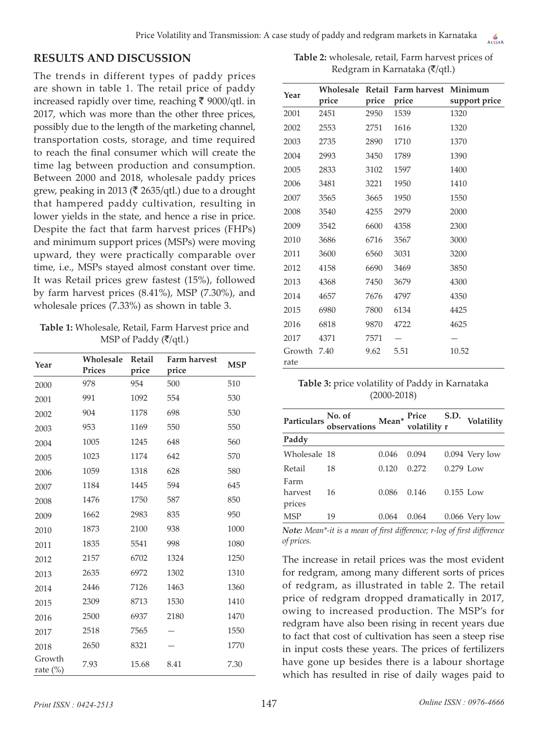## RESULTS AND DISCUSSION

The trends in different types of paddy prices are shown in table 1. The retail price of paddy increased rapidly over time, reaching ₹ 9000/qtl. in 2017, which was more than the other three prices, possibly due to the length of the marketing channel, transportation costs, storage, and time required to reach the final consumer which will create the time lag between production and consumption. Between 2000 and 2018, wholesale paddy prices grew, peaking in 2013 (₹ 2635/qtl.) due to a drought that hampered paddy cultivation, resulting in lower yields in the state, and hence a rise in price. Despite the fact that farm harvest prices (FHPs) and minimum support prices (MSPs) were moving upward, they were practically comparable over time, i.e., MSPs stayed almost constant over time. It was Retail prices grew fastest (15%), followed by farm harvest prices (8.41%), MSP (7.30%), and wholesale prices (7.33%) as shown in table 3.

**Table 1:** Wholesale, Retail, Farm Harvest price and MSP of Paddy (₹/qtl.)

| Year | Wholesale Prices | Retail price | Farm harvest price | MSP |
|---|---|---|---|---|
| 2000 | 978 | 954 | 500 | 510 |
| 2001 | 991 | 1092 | 554 | 530 |
| 2002 | 904 | 1178 | 698 | 530 |
| 2003 | 953 | 1169 | 550 | 550 |
| 2004 | 1005 | 1245 | 648 | 560 |
| 2005 | 1023 | 1174 | 642 | 570 |
| 2006 | 1059 | 1318 | 628 | 580 |
| 2007 | 1184 | 1445 | 594 | 645 |
| 2008 | 1476 | 1750 | 587 | 850 |
| 2009 | 1662 | 2983 | 835 | 950 |
| 2010 | 1873 | 2100 | 938 | 1000 |
| 2011 | 1835 | 5541 | 998 | 1080 |
| 2012 | 2157 | 6702 | 1324 | 1250 |
| 2013 | 2635 | 6972 | 1302 | 1310 |
| 2014 | 2446 | 7126 | 1463 | 1360 |
| 2015 | 2309 | 8713 | 1530 | 1410 |
| 2016 | 2500 | 6937 | 2180 | 1470 |
| 2017 | 2518 | 7565 | — | 1550 |
| 2018 | 2650 | 8321 | — | 1770 |
| Growth rate (%) | 7.93 | 15.68 | 8.41 | 7.30 |

**Table 2:** wholesale, retail, Farm harvest prices of Redgram in Karnataka (₹/qtl.)

| Year | Wholesale price | Retail price | Farm harvest price | Minimum support price |
|---|---|---|---|---|
| 2001 | 2451 | 2950 | 1539 | 1320 |
| 2002 | 2553 | 2751 | 1616 | 1320 |
| 2003 | 2735 | 2890 | 1710 | 1370 |
| 2004 | 2993 | 3450 | 1789 | 1390 |
| 2005 | 2833 | 3102 | 1597 | 1400 |
| 2006 | 3481 | 3221 | 1950 | 1410 |
| 2007 | 3565 | 3665 | 1950 | 1550 |
| 2008 | 3540 | 4255 | 2979 | 2000 |
| 2009 | 3542 | 6600 | 4358 | 2300 |
| 2010 | 3686 | 6716 | 3567 | 3000 |
| 2011 | 3600 | 6560 | 3031 | 3200 |
| 2012 | 4158 | 6690 | 3469 | 3850 |
| 2013 | 4368 | 7450 | 3679 | 4300 |
| 2014 | 4657 | 7676 | 4797 | 4350 |
| 2015 | 6980 | 7800 | 6134 | 4425 |
| 2016 | 6818 | 9870 | 4722 | 4625 |
| 2017 | 4371 | 7571 | — | — |
| Growth rate | 7.40 | 9.62 | 5.51 | 10.52 |

**Table 3:** price volatility of Paddy in Karnataka (2000-2018)

| Particulars | No. of observations | Mean* | Price volatility r | S.D. | Volatility |
|---|---|---|---|---|---|
| **Paddy** | | | | | |
| Wholesale | 18 | 0.046 | 0.094 | 0.094 | Very low |
| Retail | 18 | 0.120 | 0.272 | 0.279 | Low |
| Farm harvest prices | 16 | 0.086 | 0.146 | 0.155 | Low |
| MSP | 19 | 0.064 | 0.064 | 0.066 | Very low |

***Note:*** *Mean\*-it is a mean of first difference; r-log of first difference of prices.*

The increase in retail prices was the most evident for redgram, among many different sorts of prices of redgram, as illustrated in table 2. The retail price of redgram dropped dramatically in 2017, owing to increased production. The MSP's for redgram have also been rising in recent years due to fact that cost of cultivation has seen a steep rise in input costs these years. The prices of fertilizers have gone up besides there is a labour shortage which has resulted in rise of daily wages paid to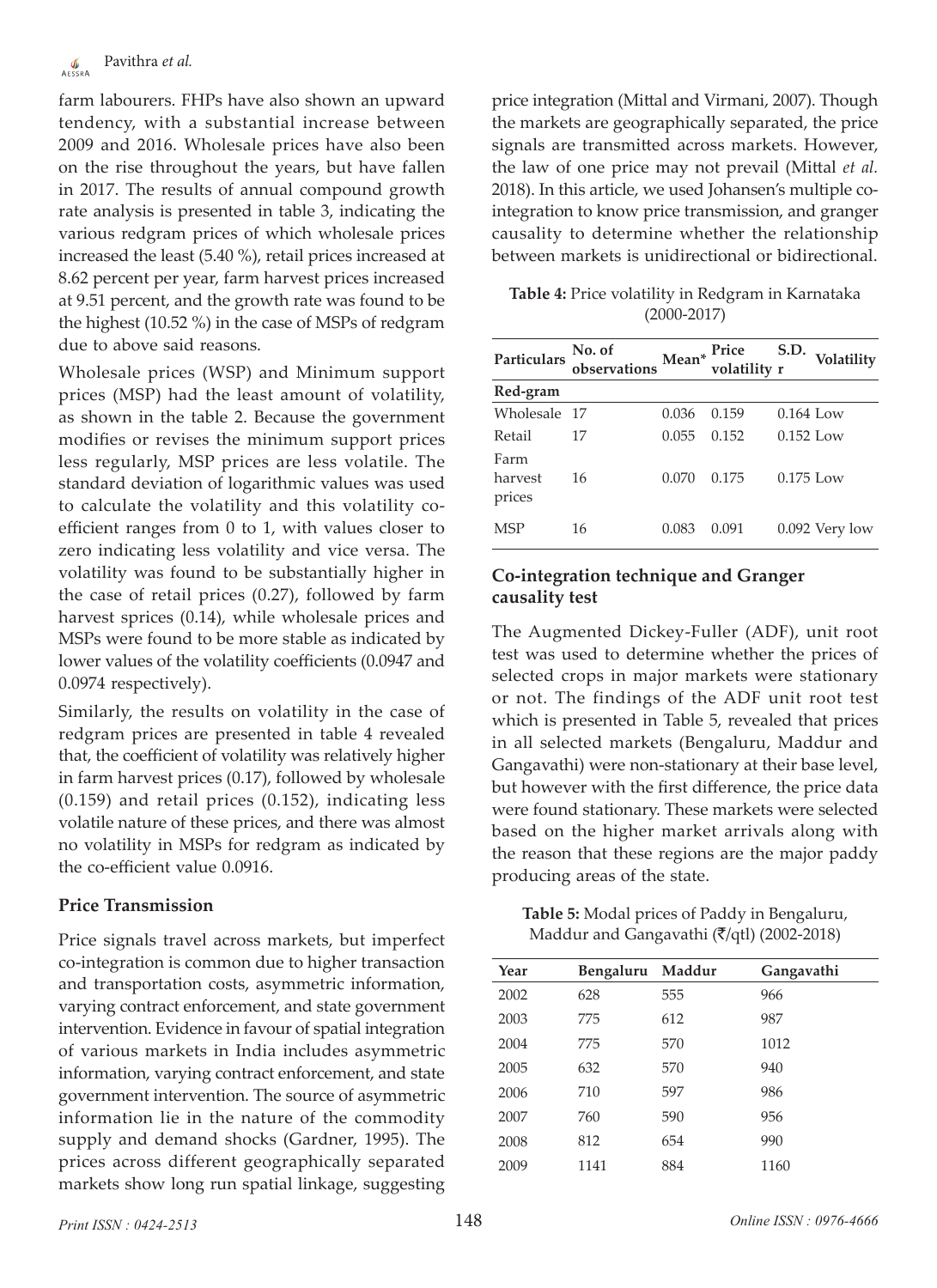farm labourers. FHPs have also shown an upward tendency, with a substantial increase between 2009 and 2016. Wholesale prices have also been on the rise throughout the years, but have fallen in 2017. The results of annual compound growth rate analysis is presented in table 3, indicating the various redgram prices of which wholesale prices increased the least (5.40 %), retail prices increased at 8.62 percent per year, farm harvest prices increased at 9.51 percent, and the growth rate was found to be the highest (10.52 %) in the case of MSPs of redgram due to above said reasons.

Wholesale prices (WSP) and Minimum support prices (MSP) had the least amount of volatility, as shown in the table 2. Because the government modifies or revises the minimum support prices less regularly, MSP prices are less volatile. The standard deviation of logarithmic values was used to calculate the volatility and this volatility co-efficient ranges from 0 to 1, with values closer to zero indicating less volatility and vice versa. The volatility was found to be substantially higher in the case of retail prices (0.27), followed by farm harvest sprices (0.14), while wholesale prices and MSPs were found to be more stable as indicated by lower values of the volatility coefficients (0.0947 and 0.0974 respectively).

Similarly, the results on volatility in the case of redgram prices are presented in table 4 revealed that, the coefficient of volatility was relatively higher in farm harvest prices (0.17), followed by wholesale (0.159) and retail prices (0.152), indicating less volatile nature of these prices, and there was almost no volatility in MSPs for redgram as indicated by the co-efficient value 0.0916.

## Price Transmission

Price signals travel across markets, but imperfect co-integration is common due to higher transaction and transportation costs, asymmetric information, varying contract enforcement, and state government intervention. Evidence in favour of spatial integration of various markets in India includes asymmetric information, varying contract enforcement, and state government intervention. The source of asymmetric information lie in the nature of the commodity supply and demand shocks (Gardner, 1995). The prices across different geographically separated markets show long run spatial linkage, suggesting price integration (Mittal and Virmani, 2007). Though the markets are geographically separated, the price signals are transmitted across markets. However, the law of one price may not prevail (Mittal *et al.* 2018). In this article, we used Johansen's multiple co-integration to know price transmission, and granger causality to determine whether the relationship between markets is unidirectional or bidirectional.

**Table 4:** Price volatility in Redgram in Karnataka (2000-2017)

| Particulars | No. of observations | Mean* | Price volatility r | S.D. | Volatility |
|---|---|---|---|---|---|
| **Red-gram** | | | | | |
| Wholesale | 17 | 0.036 | 0.159 | 0.164 | Low |
| Retail | 17 | 0.055 | 0.152 | 0.152 | Low |
| Farm harvest prices | 16 | 0.070 | 0.175 | 0.175 | Low |
| MSP | 16 | 0.083 | 0.091 | 0.092 | Very low |

## Co-integration technique and Granger causality test

The Augmented Dickey-Fuller (ADF), unit root test was used to determine whether the prices of selected crops in major markets were stationary or not. The findings of the ADF unit root test which is presented in Table 5, revealed that prices in all selected markets (Bengaluru, Maddur and Gangavathi) were non-stationary at their base level, but however with the first difference, the price data were found stationary. These markets were selected based on the higher market arrivals along with the reason that these regions are the major paddy producing areas of the state.

**Table 5:** Modal prices of Paddy in Bengaluru, Maddur and Gangavathi (₹/qtl) (2002-2018)

| Year | Bengaluru | Maddur | Gangavathi |
|---|---|---|---|
| 2002 | 628 | 555 | 966 |
| 2003 | 775 | 612 | 987 |
| 2004 | 775 | 570 | 1012 |
| 2005 | 632 | 570 | 940 |
| 2006 | 710 | 597 | 986 |
| 2007 | 760 | 590 | 956 |
| 2008 | 812 | 654 | 990 |
| 2009 | 1141 | 884 | 1160 |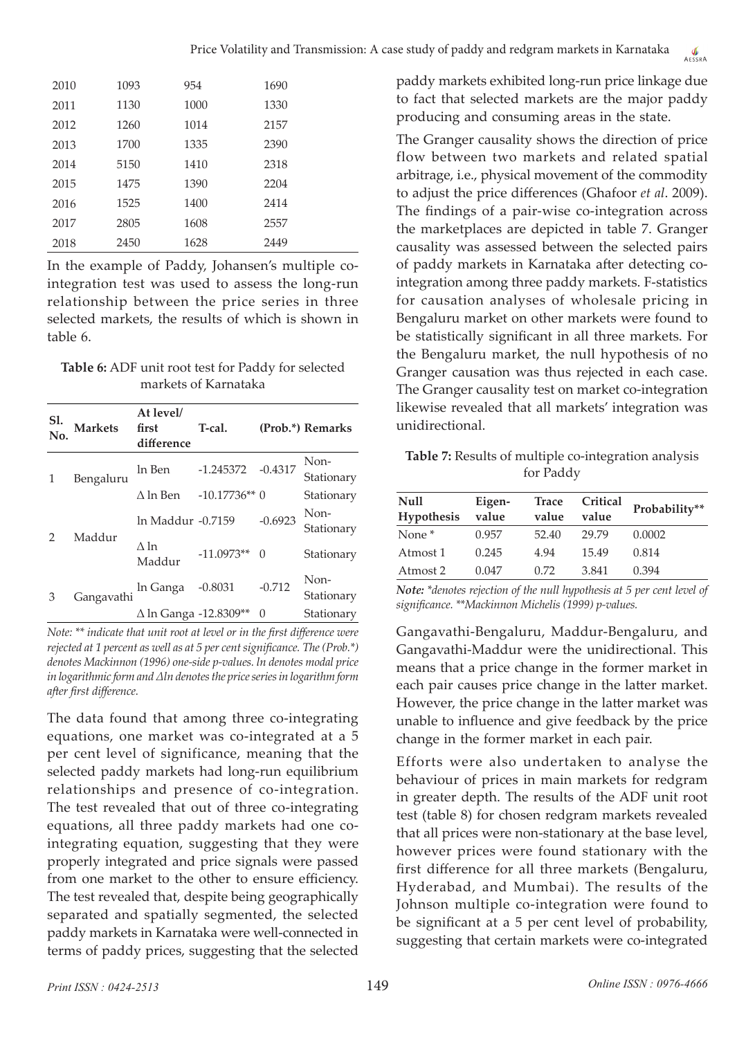| 2010 | 1093 | 954 | 1690 |
|---|---|---|---|
| 2011 | 1130 | 1000 | 1330 |
| 2012 | 1260 | 1014 | 2157 |
| 2013 | 1700 | 1335 | 2390 |
| 2014 | 5150 | 1410 | 2318 |
| 2015 | 1475 | 1390 | 2204 |
| 2016 | 1525 | 1400 | 2414 |
| 2017 | 2805 | 1608 | 2557 |
| 2018 | 2450 | 1628 | 2449 |

In the example of Paddy, Johansen's multiple co-integration test was used to assess the long-run relationship between the price series in three selected markets, the results of which is shown in table 6.

**Table 6:** ADF unit root test for Paddy for selected markets of Karnataka

| Sl. No. | Markets | At level/ first difference | T-cal. | (Prob.*) | Remarks |
|---|---|---|---|---|---|
| 1 | Bengaluru | ln Ben | -1.245372 | -0.4317 | Non-Stationary |
| | | Δ ln Ben | -10.17736** | 0 | Stationary |
| 2 | Maddur | ln Maddur | -0.7159 | -0.6923 | Non-Stationary |
| | | Δ ln Maddur | -11.0973** | 0 | Stationary |
| 3 | Gangavathi | ln Ganga | -0.8031 | -0.712 | Non-Stationary |
| | | Δ ln Ganga | -12.8309** | 0 | Stationary |

*Note: ** indicate that unit root at level or in the first difference were rejected at 1 percent as well as at 5 per cent significance. The (Prob.*) denotes Mackinnon (1996) one-side p-values. ln denotes modal price in logarithmic form and Δln denotes the price series in logarithm form after first difference.*

The data found that among three co-integrating equations, one market was co-integrated at a 5 per cent level of significance, meaning that the selected paddy markets had long-run equilibrium relationships and presence of co-integration. The test revealed that out of three co-integrating equations, all three paddy markets had one co-integrating equation, suggesting that they were properly integrated and price signals were passed from one market to the other to ensure efficiency. The test revealed that, despite being geographically separated and spatially segmented, the selected paddy markets in Karnataka were well-connected in terms of paddy prices, suggesting that the selected paddy markets exhibited long-run price linkage due to fact that selected markets are the major paddy producing and consuming areas in the state.

The Granger causality shows the direction of price flow between two markets and related spatial arbitrage, i.e., physical movement of the commodity to adjust the price differences (Ghafoor *et al*. 2009). The findings of a pair-wise co-integration across the marketplaces are depicted in table 7. Granger causality was assessed between the selected pairs of paddy markets in Karnataka after detecting co-integration among three paddy markets. F-statistics for causation analyses of wholesale pricing in Bengaluru market on other markets were found to be statistically significant in all three markets. For the Bengaluru market, the null hypothesis of no Granger causation was thus rejected in each case. The Granger causality test on market co-integration likewise revealed that all markets' integration was unidirectional.

**Table 7:** Results of multiple co-integration analysis for Paddy

| Null Hypothesis | Eigen-value | Trace value | Critical value | Probability** |
|---|---|---|---|---|
| None * | 0.957 | 52.40 | 29.79 | 0.0002 |
| Atmost 1 | 0.245 | 4.94 | 15.49 | 0.814 |
| Atmost 2 | 0.047 | 0.72 | 3.841 | 0.394 |

*Note: *denotes rejection of the null hypothesis at 5 per cent level of significance. **Mackinnon Michelis (1999) p-values.*

Gangavathi-Bengaluru, Maddur-Bengaluru, and Gangavathi-Maddur were the unidirectional. This means that a price change in the former market in each pair causes price change in the latter market. However, the price change in the latter market was unable to influence and give feedback by the price change in the former market in each pair.

Efforts were also undertaken to analyse the behaviour of prices in main markets for redgram in greater depth. The results of the ADF unit root test (table 8) for chosen redgram markets revealed that all prices were non-stationary at the base level, however prices were found stationary with the first difference for all three markets (Bengaluru, Hyderabad, and Mumbai). The results of the Johnson multiple co-integration were found to be significant at a 5 per cent level of probability, suggesting that certain markets were co-integrated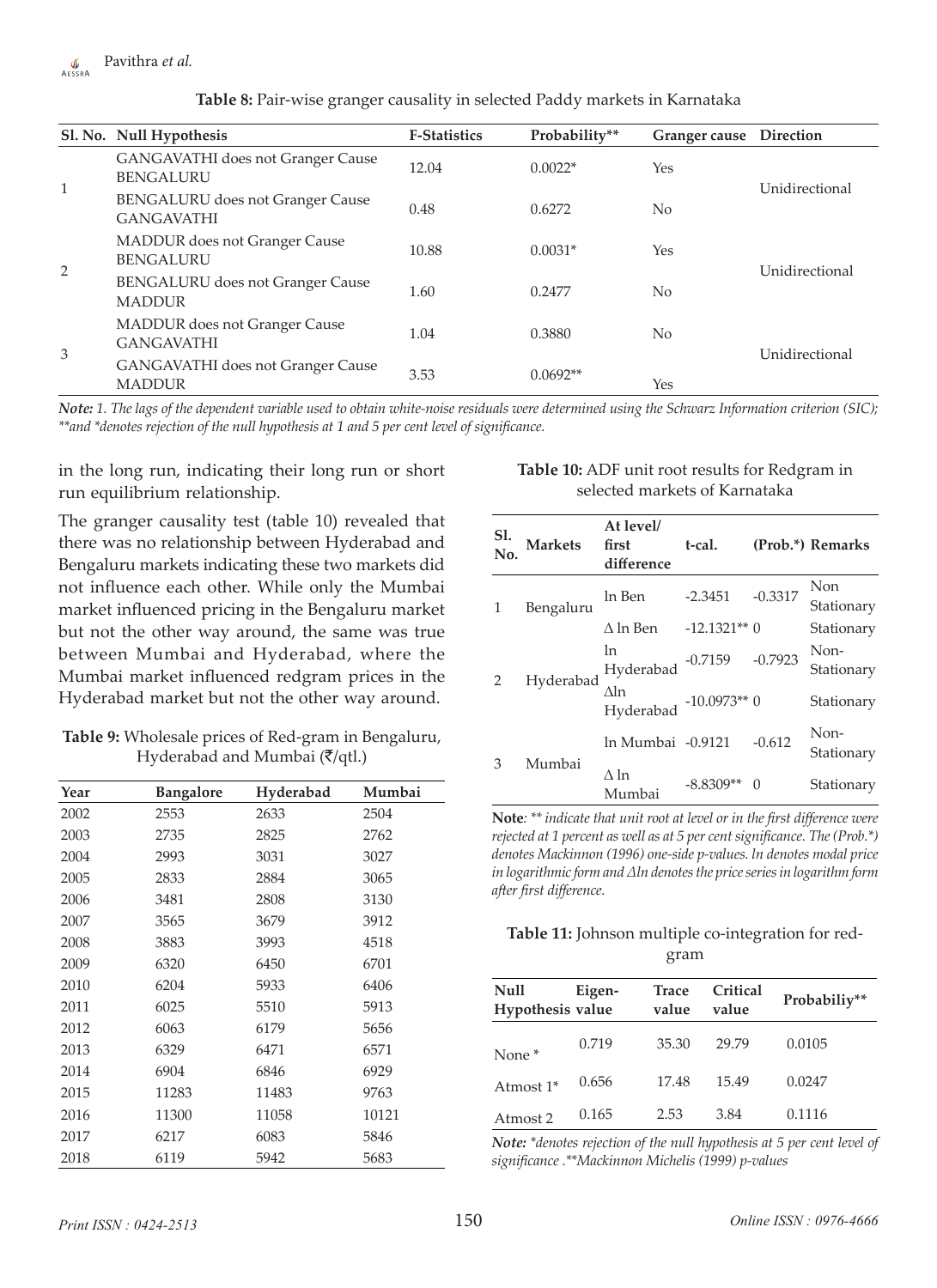**Table 8:** Pair-wise granger causality in selected Paddy markets in Karnataka

| Sl. No. | Null Hypothesis | F-Statistics | Probability** | Granger cause | Direction |
|---|---|---|---|---|---|
| 1 | GANGAVATHI does not Granger Cause BENGALURU | 12.04 | 0.0022* | Yes | Unidirectional |
| | BENGALURU does not Granger Cause GANGAVATHI | 0.48 | 0.6272 | No | |
| 2 | MADDUR does not Granger Cause BENGALURU | 10.88 | 0.0031* | Yes | Unidirectional |
| | BENGALURU does not Granger Cause MADDUR | 1.60 | 0.2477 | No | |
| 3 | MADDUR does not Granger Cause GANGAVATHI | 1.04 | 0.3880 | No | Unidirectional |
| | GANGAVATHI does not Granger Cause MADDUR | 3.53 | 0.0692** | Yes | |

*Note: 1. The lags of the dependent variable used to obtain white-noise residuals were determined using the Schwarz Information criterion (SIC); **and *denotes rejection of the null hypothesis at 1 and 5 per cent level of significance.*

in the long run, indicating their long run or short run equilibrium relationship.

The granger causality test (table 10) revealed that there was no relationship between Hyderabad and Bengaluru markets indicating these two markets did not influence each other. While only the Mumbai market influenced pricing in the Bengaluru market but not the other way around, the same was true between Mumbai and Hyderabad, where the Mumbai market influenced redgram prices in the Hyderabad market but not the other way around.

**Table 9:** Wholesale prices of Red-gram in Bengaluru, Hyderabad and Mumbai (₹/qtl.)

| Year | Bangalore | Hyderabad | Mumbai |
|---|---|---|---|
| 2002 | 2553 | 2633 | 2504 |
| 2003 | 2735 | 2825 | 2762 |
| 2004 | 2993 | 3031 | 3027 |
| 2005 | 2833 | 2884 | 3065 |
| 2006 | 3481 | 2808 | 3130 |
| 2007 | 3565 | 3679 | 3912 |
| 2008 | 3883 | 3993 | 4518 |
| 2009 | 6320 | 6450 | 6701 |
| 2010 | 6204 | 5933 | 6406 |
| 2011 | 6025 | 5510 | 5913 |
| 2012 | 6063 | 6179 | 5656 |
| 2013 | 6329 | 6471 | 6571 |
| 2014 | 6904 | 6846 | 6929 |
| 2015 | 11283 | 11483 | 9763 |
| 2016 | 11300 | 11058 | 10121 |
| 2017 | 6217 | 6083 | 5846 |
| 2018 | 6119 | 5942 | 5683 |

**Table 10:** ADF unit root results for Redgram in selected markets of Karnataka

| Sl. No. | Markets | At level/ first difference | t-cal. | (Prob.*) | Remarks |
|---|---|---|---|---|---|
| 1 | Bengaluru | ln Ben | -2.3451 | -0.3317 | Non Stationary |
| | | Δ ln Ben | -12.1321** | 0 | Stationary |
| 2 | Hyderabad | ln Hyderabad | -0.7159 | -0.7923 | Non-Stationary |
| | | Δln Hyderabad | -10.0973** | 0 | Stationary |
| 3 | Mumbai | ln Mumbai | -0.9121 | -0.612 | Non-Stationary |
| | | Δ ln Mumbai | -8.8309** | 0 | Stationary |

**Note***: ** indicate that unit root at level or in the first difference were rejected at 1 percent as well as at 5 per cent significance. The (Prob.*) denotes Mackinnon (1996) one-side p-values. ln denotes modal price in logarithmic form and Δln denotes the price series in logarithm form after first difference.*

**Table 11:** Johnson multiple co-integration for red-gram

| Null Hypothesis | Eigen-value | Trace value | Critical value | Probabiliy** |
|---|---|---|---|---|
| None * | 0.719 | 35.30 | 29.79 | 0.0105 |
| Atmost 1* | 0.656 | 17.48 | 15.49 | 0.0247 |
| Atmost 2 | 0.165 | 2.53 | 3.84 | 0.1116 |

*Note: *denotes rejection of the null hypothesis at 5 per cent level of significance .**Mackinnon Michelis (1999) p-values*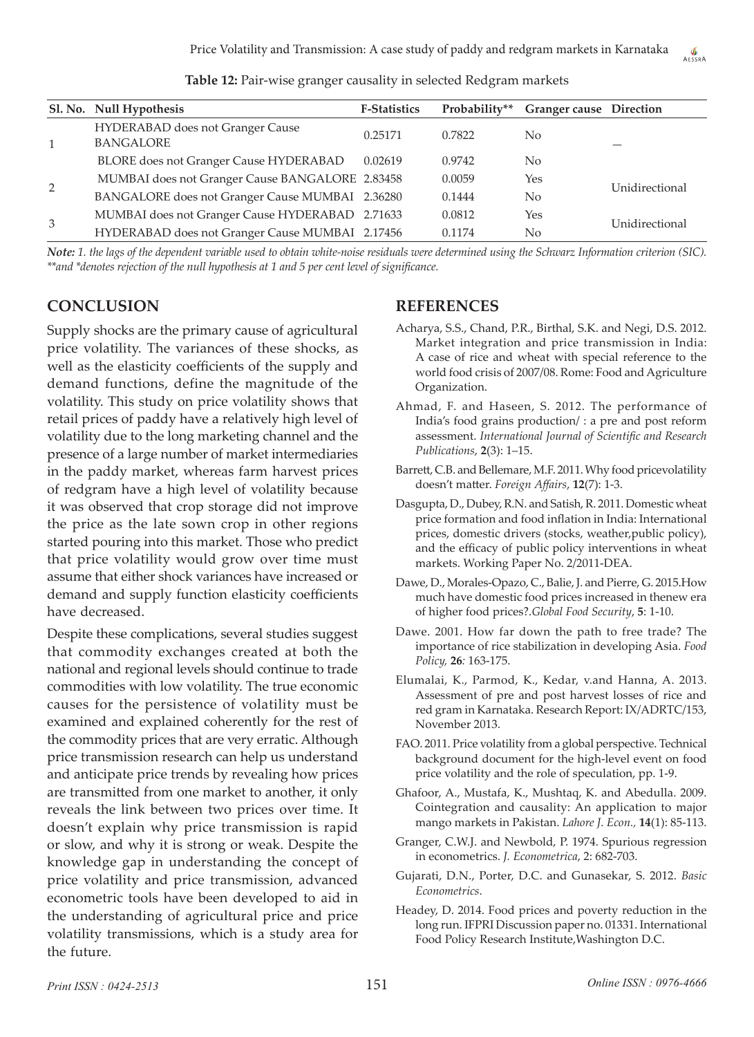**Table 12:** Pair-wise granger causality in selected Redgram markets

| Sl. No. | Null Hypothesis | F-Statistics | Probability** | Granger cause | Direction |
|---|---|---|---|---|---|
| 1 | HYDERABAD does not Granger Cause BANGALORE | 0.25171 | 0.7822 | No | — |
| | BLORE does not Granger Cause HYDERABAD | 0.02619 | 0.9742 | No | |
| 2 | MUMBAI does not Granger Cause BANGALORE | 2.83458 | 0.0059 | Yes | Unidirectional |
| | BANGALORE does not Granger Cause MUMBAI | 2.36280 | 0.1444 | No | |
| 3 | MUMBAI does not Granger Cause HYDERABAD | 2.71633 | 0.0812 | Yes | Unidirectional |
| | HYDERABAD does not Granger Cause MUMBAI | 2.17456 | 0.1174 | No | |

***Note:*** *1. the lags of the dependent variable used to obtain white-noise residuals were determined using the Schwarz Information criterion (SIC). **and *denotes rejection of the null hypothesis at 1 and 5 per cent level of significance.*

## CONCLUSION

Supply shocks are the primary cause of agricultural price volatility. The variances of these shocks, as well as the elasticity coefficients of the supply and demand functions, define the magnitude of the volatility. This study on price volatility shows that retail prices of paddy have a relatively high level of volatility due to the long marketing channel and the presence of a large number of market intermediaries in the paddy market, whereas farm harvest prices of redgram have a high level of volatility because it was observed that crop storage did not improve the price as the late sown crop in other regions started pouring into this market. Those who predict that price volatility would grow over time must assume that either shock variances have increased or demand and supply function elasticity coefficients have decreased.

Despite these complications, several studies suggest that commodity exchanges created at both the national and regional levels should continue to trade commodities with low volatility. The true economic causes for the persistence of volatility must be examined and explained coherently for the rest of the commodity prices that are very erratic. Although price transmission research can help us understand and anticipate price trends by revealing how prices are transmitted from one market to another, it only reveals the link between two prices over time. It doesn't explain why price transmission is rapid or slow, and why it is strong or weak. Despite the knowledge gap in understanding the concept of price volatility and price transmission, advanced econometric tools have been developed to aid in the understanding of agricultural price and price volatility transmissions, which is a study area for the future.

## REFERENCES

Acharya, S.S., Chand, P.R., Birthal, S.K. and Negi, D.S. 2012. Market integration and price transmission in India: A case of rice and wheat with special reference to the world food crisis of 2007/08. Rome: Food and Agriculture Organization.

Ahmad, F. and Haseen, S. 2012. The performance of India's food grains production/ : a pre and post reform assessment. *International Journal of Scientific and Research Publications*, **2**(3): 1–15.

Barrett, C.B. and Bellemare, M.F. 2011. Why food pricevolatility doesn't matter. *Foreign Affairs*, **12**(7): 1-3.

Dasgupta, D., Dubey, R.N. and Satish, R. 2011. Domestic wheat price formation and food inflation in India: International prices, domestic drivers (stocks, weather,public policy), and the efficacy of public policy interventions in wheat markets. Working Paper No. 2/2011-DEA.

Dawe, D., Morales-Opazo, C., Balie, J. and Pierre, G. 2015.How much have domestic food prices increased in thenew era of higher food prices?.*Global Food Security*, **5**: 1-10.

Dawe. 2001. How far down the path to free trade? The importance of rice stabilization in developing Asia. *Food Policy*, **26**: 163-175.

Elumalai, K., Parmod, K., Kedar, v.and Hanna, A. 2013. Assessment of pre and post harvest losses of rice and red gram in Karnataka. Research Report: IX/ADRTC/153, November 2013.

FAO. 2011. Price volatility from a global perspective. Technical background document for the high-level event on food price volatility and the role of speculation, pp. 1-9.

Ghafoor, A., Mustafa, K., Mushtaq, K. and Abedulla. 2009. Cointegration and causality: An application to major mango markets in Pakistan. *Lahore J. Econ.*, **14**(1): 85-113.

Granger, C.W.J. and Newbold, P. 1974. Spurious regression in econometrics. *J. Econometrica*, 2: 682-703.

Gujarati, D.N., Porter, D.C. and Gunasekar, S. 2012. *Basic Econometrics*.

Headey, D. 2014. Food prices and poverty reduction in the long run. IFPRI Discussion paper no. 01331. International Food Policy Research Institute,Washington D.C.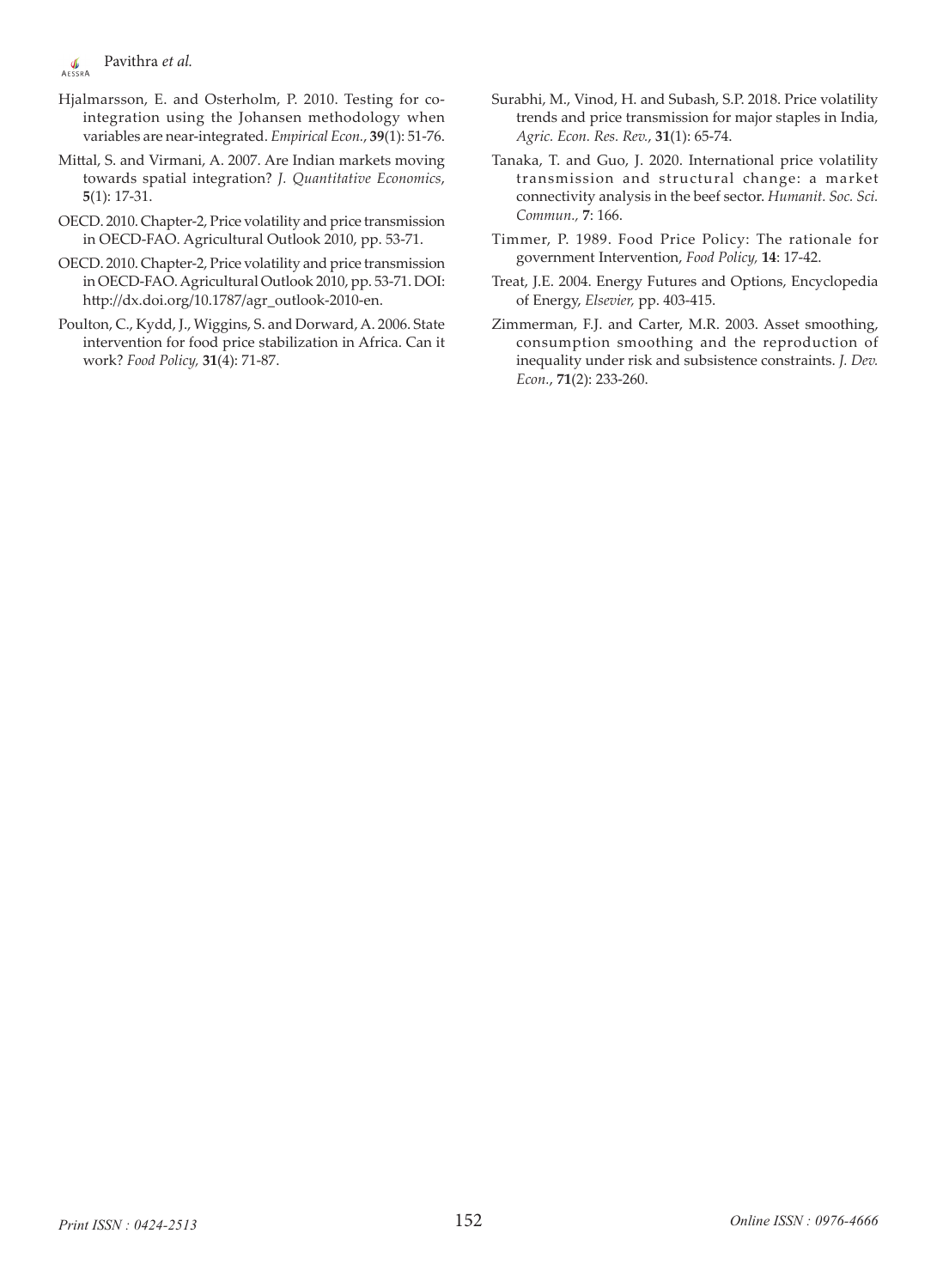Hjalmarsson, E. and Osterholm, P. 2010. Testing for co-integration using the Johansen methodology when variables are near-integrated. *Empirical Econ.*, **39**(1): 51-76.

Mittal, S. and Virmani, A. 2007. Are Indian markets moving towards spatial integration? *J. Quantitative Economics*, **5**(1): 17-31.

OECD. 2010. Chapter-2, Price volatility and price transmission in OECD-FAO. Agricultural Outlook 2010, pp. 53-71.

OECD. 2010. Chapter-2, Price volatility and price transmission in OECD-FAO. Agricultural Outlook 2010, pp. 53-71. DOI: http://dx.doi.org/10.1787/agr_outlook-2010-en.

Poulton, C., Kydd, J., Wiggins, S. and Dorward, A. 2006. State intervention for food price stabilization in Africa. Can it work? *Food Policy,* **31**(4): 71-87.

Surabhi, M., Vinod, H. and Subash, S.P. 2018. Price volatility trends and price transmission for major staples in India, *Agric. Econ. Res. Rev.*, **31**(1): 65-74.

Tanaka, T. and Guo, J. 2020. International price volatility transmission and structural change: a market connectivity analysis in the beef sector. *Humanit. Soc. Sci. Commun.,* **7**: 166.

Timmer, P. 1989. Food Price Policy: The rationale for government Intervention, *Food Policy,* **14**: 17-42.

Treat, J.E. 2004. Energy Futures and Options, Encyclopedia of Energy, *Elsevier,* pp. 403-415.

Zimmerman, F.J. and Carter, M.R. 2003. Asset smoothing, consumption smoothing and the reproduction of inequality under risk and subsistence constraints. *J. Dev. Econ.*, **71**(2): 233-260.